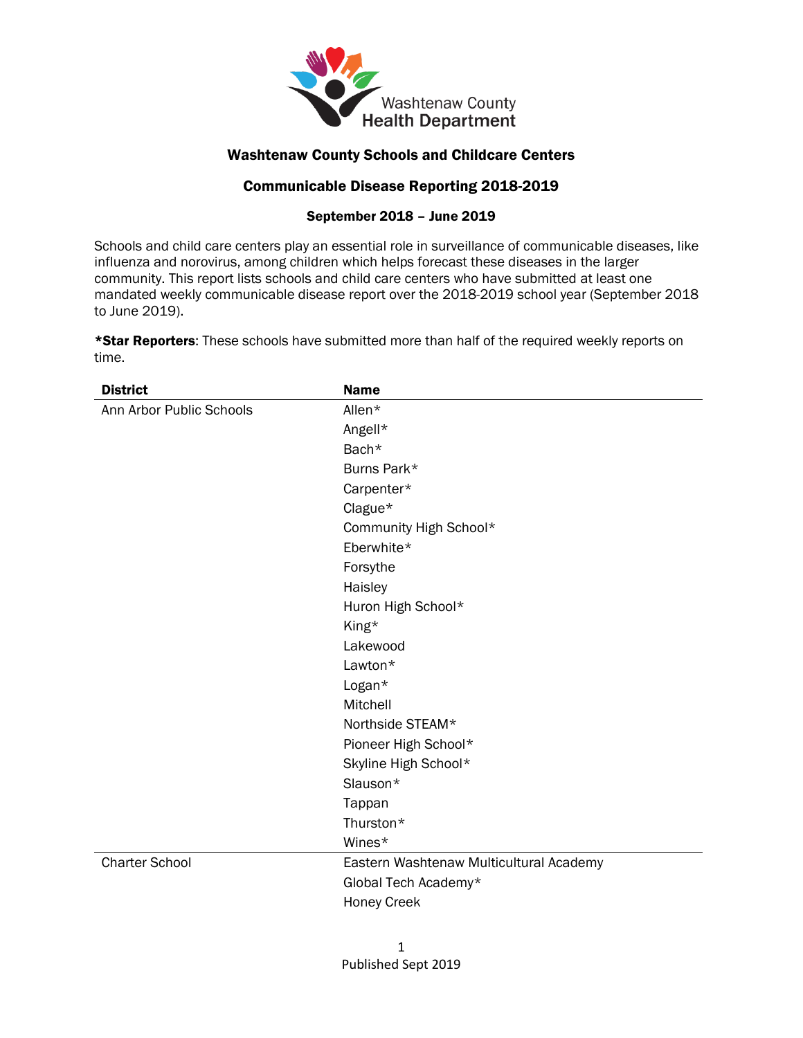Washtenaw County Health Department

## Washtenaw County Schools and Childcare Centers

## Communicable Disease Reporting 2018-2019

### September 2018 – June 2019

Schools and child care centers play an essential role in surveillance of communicable diseases, like influenza and norovirus, among children which helps forecast these diseases in the larger community. This report lists schools and child care centers who have submitted at least one mandated weekly communicable disease report over the 2018-2019 school year (September 2018 to June 2019).

***Star Reporters**: These schools have submitted more than half of the required weekly reports on time.

| District | Name |
|---|---|
| Ann Arbor Public Schools | Allen* |
| | Angell* |
| | Bach* |
| | Burns Park* |
| | Carpenter* |
| | Clague* |
| | Community High School* |
| | Eberwhite* |
| | Forsythe |
| | Haisley |
| | Huron High School* |
| | King* |
| | Lakewood |
| | Lawton* |
| | Logan* |
| | Mitchell |
| | Northside STEAM* |
| | Pioneer High School* |
| | Skyline High School* |
| | Slauson* |
| | Tappan |
| | Thurston* |
| | Wines* |
| Charter School | Eastern Washtenaw Multicultural Academy |
| | Global Tech Academy* |
| | Honey Creek |

Published Sept 2019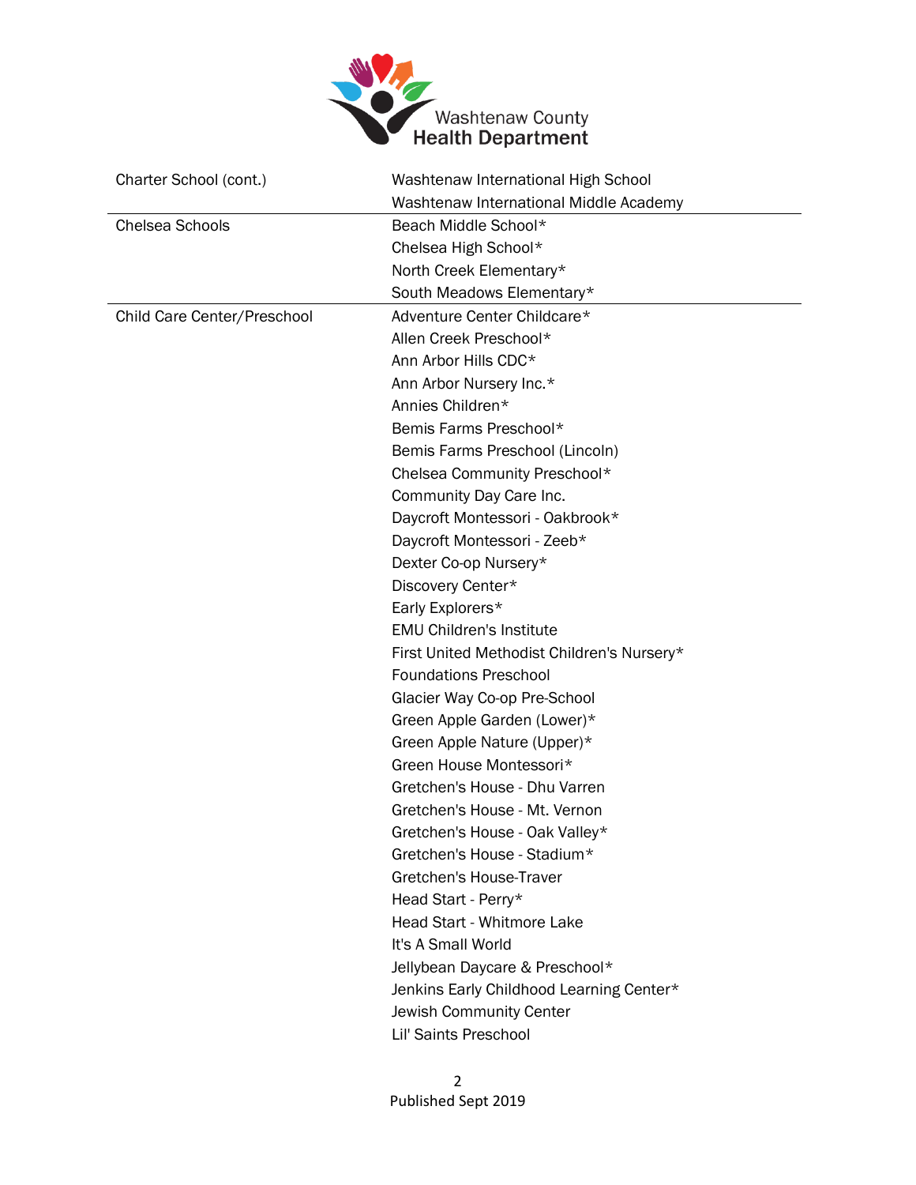| | |
|---|---|
| Charter School (cont.) | Washtenaw International High School<br>Washtenaw International Middle Academy |
| Chelsea Schools | Beach Middle School*<br>Chelsea High School*<br>North Creek Elementary*<br>South Meadows Elementary* |
| Child Care Center/Preschool | Adventure Center Childcare*<br>Allen Creek Preschool*<br>Ann Arbor Hills CDC*<br>Ann Arbor Nursery Inc.*<br>Annies Children*<br>Bemis Farms Preschool*<br>Bemis Farms Preschool (Lincoln)<br>Chelsea Community Preschool*<br>Community Day Care Inc.<br>Daycroft Montessori - Oakbrook*<br>Daycroft Montessori - Zeeb*<br>Dexter Co-op Nursery*<br>Discovery Center*<br>Early Explorers*<br>EMU Children's Institute<br>First United Methodist Children's Nursery*<br>Foundations Preschool<br>Glacier Way Co-op Pre-School<br>Green Apple Garden (Lower)*<br>Green Apple Nature (Upper)*<br>Green House Montessori*<br>Gretchen's House - Dhu Varren<br>Gretchen's House - Mt. Vernon<br>Gretchen's House - Oak Valley*<br>Gretchen's House - Stadium*<br>Gretchen's House-Traver<br>Head Start - Perry*<br>Head Start - Whitmore Lake<br>It's A Small World<br>Jellybean Daycare & Preschool*<br>Jenkins Early Childhood Learning Center*<br>Jewish Community Center<br>Lil' Saints Preschool |

Published Sept 2019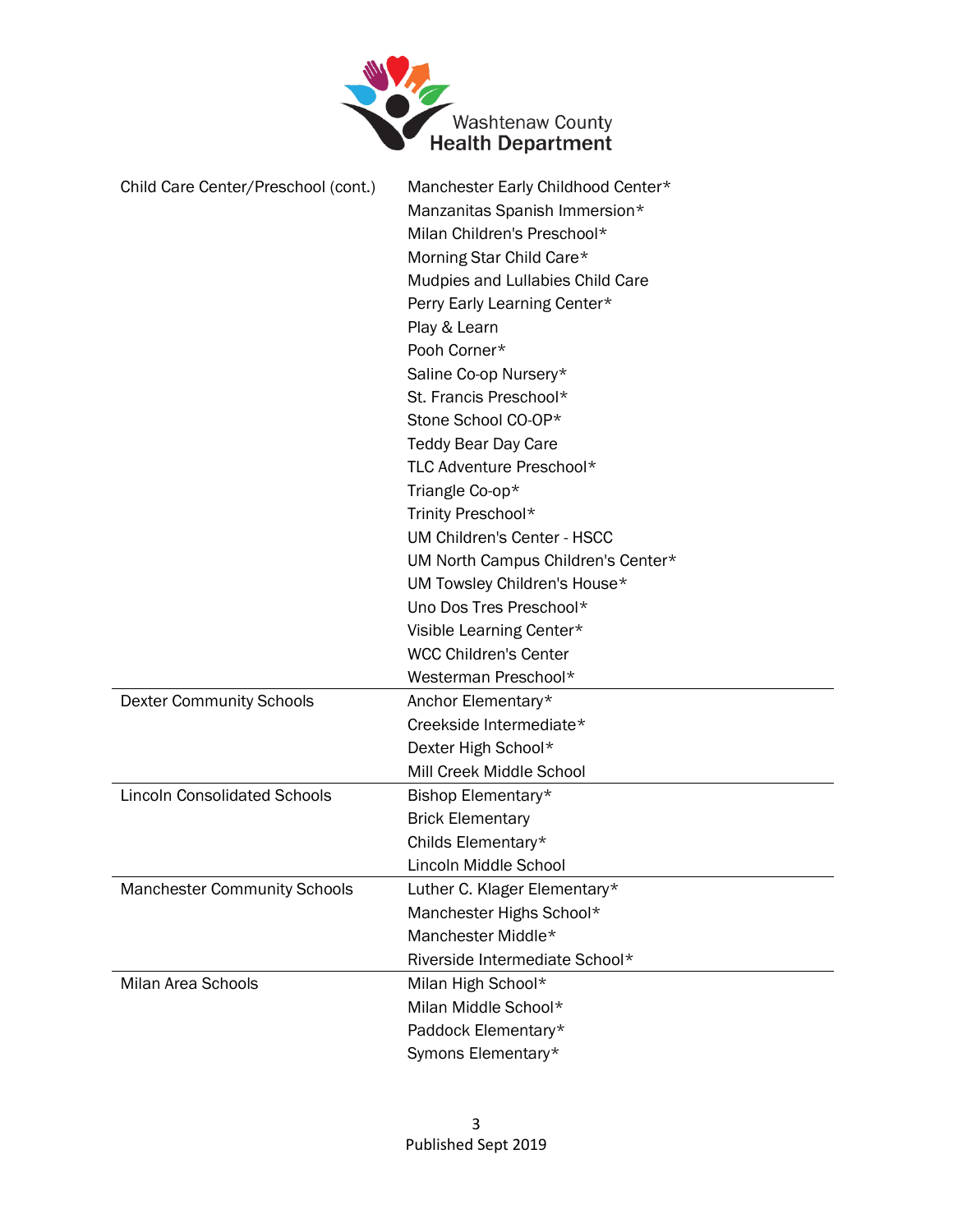| | |
|---|---|
| Child Care Center/Preschool (cont.) | Manchester Early Childhood Center*<br>Manzanitas Spanish Immersion*<br>Milan Children's Preschool*<br>Morning Star Child Care*<br>Mudpies and Lullabies Child Care<br>Perry Early Learning Center*<br>Play & Learn<br>Pooh Corner*<br>Saline Co-op Nursery*<br>St. Francis Preschool*<br>Stone School CO-OP*<br>Teddy Bear Day Care<br>TLC Adventure Preschool*<br>Triangle Co-op*<br>Trinity Preschool*<br>UM Children's Center - HSCC<br>UM North Campus Children's Center*<br>UM Towsley Children's House*<br>Uno Dos Tres Preschool*<br>Visible Learning Center*<br>WCC Children's Center<br>Westerman Preschool* |
| Dexter Community Schools | Anchor Elementary*<br>Creekside Intermediate*<br>Dexter High School*<br>Mill Creek Middle School |
| Lincoln Consolidated Schools | Bishop Elementary*<br>Brick Elementary<br>Childs Elementary*<br>Lincoln Middle School |
| Manchester Community Schools | Luther C. Klager Elementary*<br>Manchester Highs School*<br>Manchester Middle*<br>Riverside Intermediate School* |
| Milan Area Schools | Milan High School*<br>Milan Middle School*<br>Paddock Elementary*<br>Symons Elementary* |

Published Sept 2019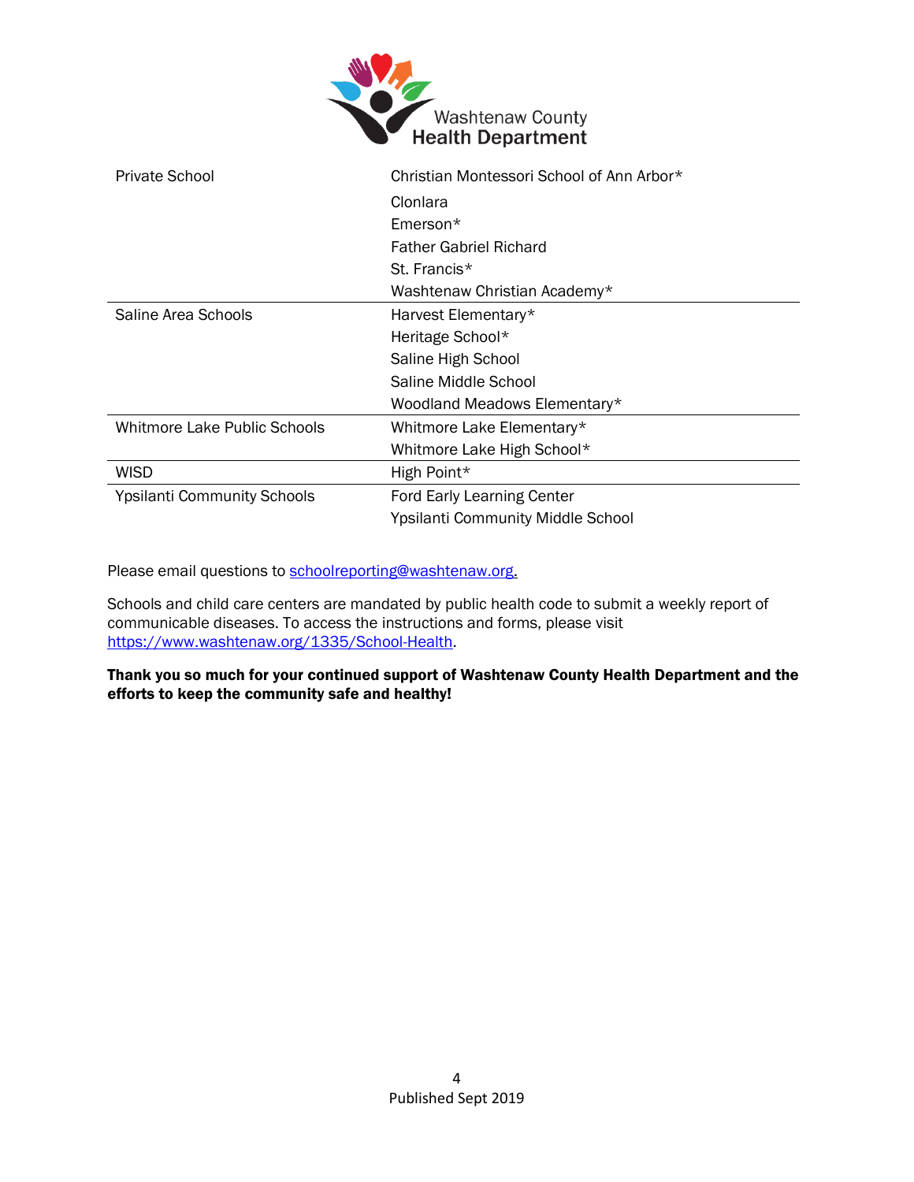| | |
|---|---|
| Private School | Christian Montessori School of Ann Arbor* |
| | Clonlara |
| | Emerson* |
| | Father Gabriel Richard |
| | St. Francis* |
| | Washtenaw Christian Academy* |
| Saline Area Schools | Harvest Elementary* |
| | Heritage School* |
| | Saline High School |
| | Saline Middle School |
| | Woodland Meadows Elementary* |
| Whitmore Lake Public Schools | Whitmore Lake Elementary* |
| | Whitmore Lake High School* |
| WISD | High Point* |
| Ypsilanti Community Schools | Ford Early Learning Center |
| | Ypsilanti Community Middle School |

Please email questions to schoolreporting@washtenaw.org.

Schools and child care centers are mandated by public health code to submit a weekly report of communicable diseases. To access the instructions and forms, please visit https://www.washtenaw.org/1335/School-Health.

**Thank you so much for your continued support of Washtenaw County Health Department and the efforts to keep the community safe and healthy!**

Published Sept 2019